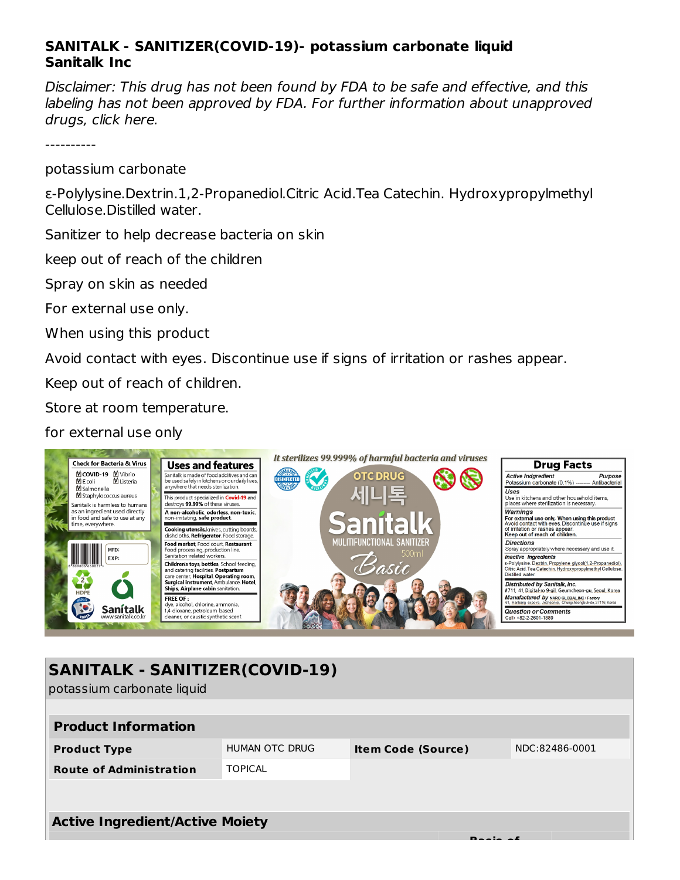**SANITALK - SANITIZER(COVID-19)- potassium carbonate liquid**
**Sanitalk Inc**

*Disclaimer: This drug has not been found by FDA to be safe and effective, and this labeling has not been approved by FDA. For further information about unapproved drugs, click here.*

----------

potassium carbonate

ε-Polylysine.Dextrin.1,2-Propanediol.Citric Acid.Tea Catechin. Hydroxypropylmethyl Cellulose.Distilled water.

Sanitizer to help decrease bacteria on skin

keep out of reach of the children

Spray on skin as needed

For external use only.

When using this product

Avoid contact with eyes. Discontinue use if signs of irritation or rashes appear.

Keep out of reach of children.

Store at room temperature.

for external use only

## SANITALK - SANITIZER(COVID-19)

potassium carbonate liquid

| **Product Information** | | | |
|---|---|---|---|
| **Product Type** | HUMAN OTC DRUG | **Item Code (Source)** | NDC:82486-0001 |
| **Route of Administration** | TOPICAL | | |

**Active Ingredient/Active Moiety**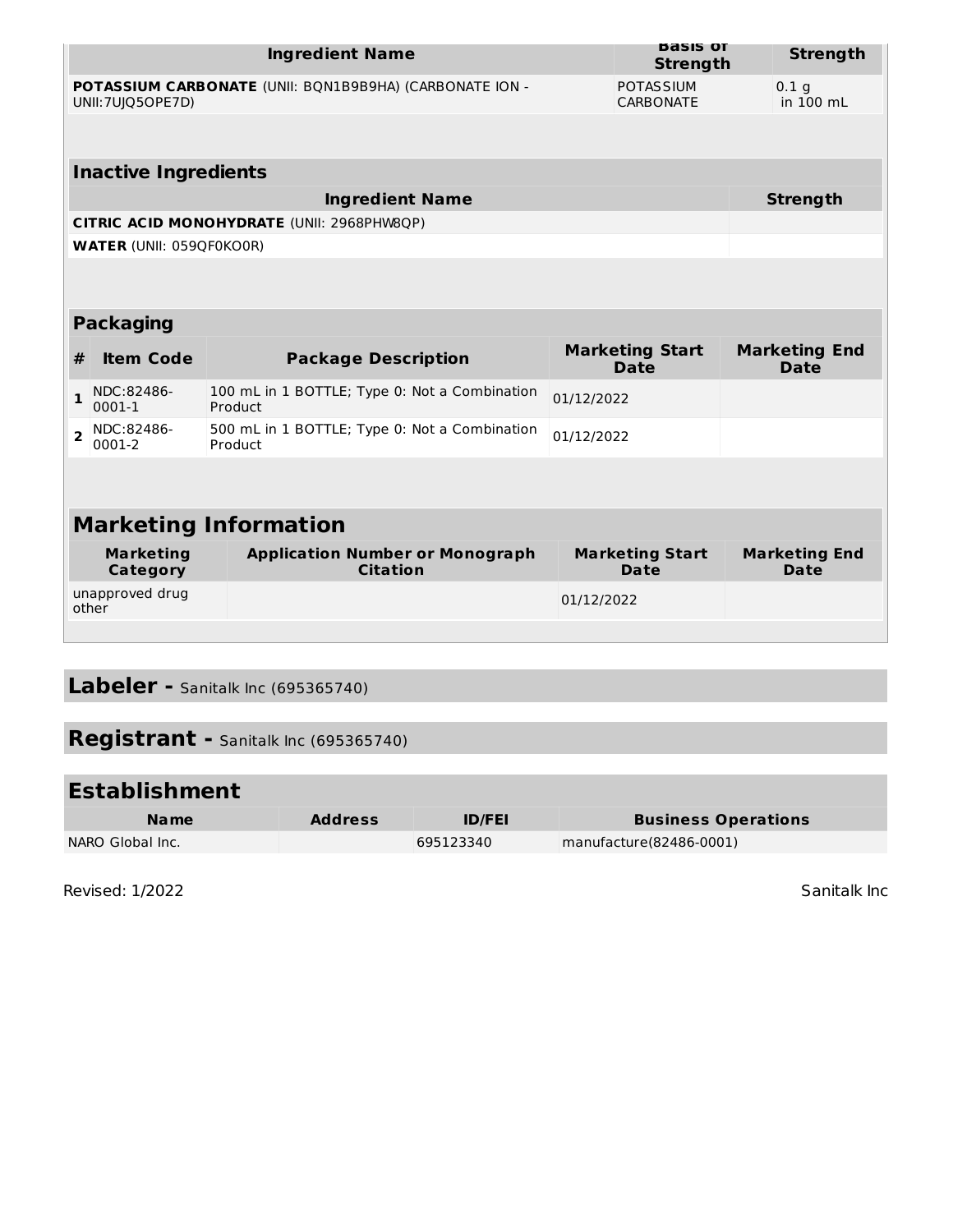| Ingredient Name | Basis of Strength | Strength |
| --- | --- | --- |
| **POTASSIUM CARBONATE** (UNII: BQN1B9B9HA) (CARBONATE ION - UNII:7UJQ5OPE7D) | POTASSIUM CARBONATE | 0.1 g in 100 mL |

### Inactive Ingredients

| Ingredient Name | Strength |
| --- | --- |
| **CITRIC ACID MONOHYDRATE** (UNII: 2968PHW8QP) | |
| **WATER** (UNII: 059QF0KO0R) | |

### Packaging

| # | Item Code | Package Description | Marketing Start Date | Marketing End Date |
| --- | --- | --- | --- | --- |
| 1 | NDC:82486-0001-1 | 100 mL in 1 BOTTLE; Type 0: Not a Combination Product | 01/12/2022 | |
| 2 | NDC:82486-0001-2 | 500 mL in 1 BOTTLE; Type 0: Not a Combination Product | 01/12/2022 | |

## Marketing Information

| Marketing Category | Application Number or Monograph Citation | Marketing Start Date | Marketing End Date |
| --- | --- | --- | --- |
| unapproved drug other | | 01/12/2022 | |

## Labeler - Sanitalk Inc (695365740)

## Registrant - Sanitalk Inc (695365740)

## Establishment

| Name | Address | ID/FEI | Business Operations |
| --- | --- | --- | --- |
| NARO Global Inc. | | 695123340 | manufacture(82486-0001) |

Revised: 1/2022

Sanitalk Inc